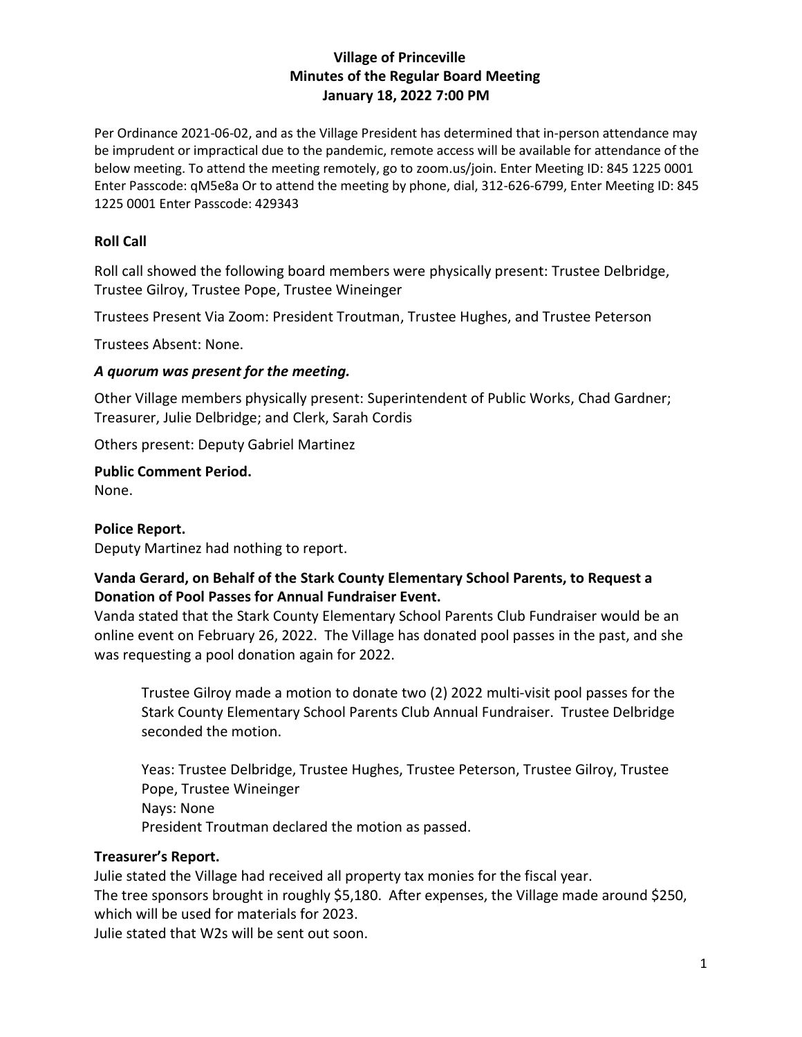# Village of Princeville
## Minutes of the Regular Board Meeting
## January 18, 2022 7:00 PM

Per Ordinance 2021-06-02, and as the Village President has determined that in-person attendance may be imprudent or impractical due to the pandemic, remote access will be available for attendance of the below meeting. To attend the meeting remotely, go to zoom.us/join. Enter Meeting ID: 845 1225 0001 Enter Passcode: qM5e8a Or to attend the meeting by phone, dial, 312-626-6799, Enter Meeting ID: 845 1225 0001 Enter Passcode: 429343

**Roll Call**

Roll call showed the following board members were physically present: Trustee Delbridge, Trustee Gilroy, Trustee Pope, Trustee Wineinger

Trustees Present Via Zoom: President Troutman, Trustee Hughes, and Trustee Peterson

Trustees Absent: None.

***A quorum was present for the meeting.***

Other Village members physically present: Superintendent of Public Works, Chad Gardner; Treasurer, Julie Delbridge; and Clerk, Sarah Cordis

Others present: Deputy Gabriel Martinez

**Public Comment Period.**
None.

**Police Report.**
Deputy Martinez had nothing to report.

**Vanda Gerard, on Behalf of the Stark County Elementary School Parents, to Request a Donation of Pool Passes for Annual Fundraiser Event.**
Vanda stated that the Stark County Elementary School Parents Club Fundraiser would be an online event on February 26, 2022. The Village has donated pool passes in the past, and she was requesting a pool donation again for 2022.

> Trustee Gilroy made a motion to donate two (2) 2022 multi-visit pool passes for the Stark County Elementary School Parents Club Annual Fundraiser. Trustee Delbridge seconded the motion.
>
> Yeas: Trustee Delbridge, Trustee Hughes, Trustee Peterson, Trustee Gilroy, Trustee Pope, Trustee Wineinger
> Nays: None
> President Troutman declared the motion as passed.

**Treasurer's Report.**
Julie stated the Village had received all property tax monies for the fiscal year.
The tree sponsors brought in roughly $5,180. After expenses, the Village made around $250, which will be used for materials for 2023.
Julie stated that W2s will be sent out soon.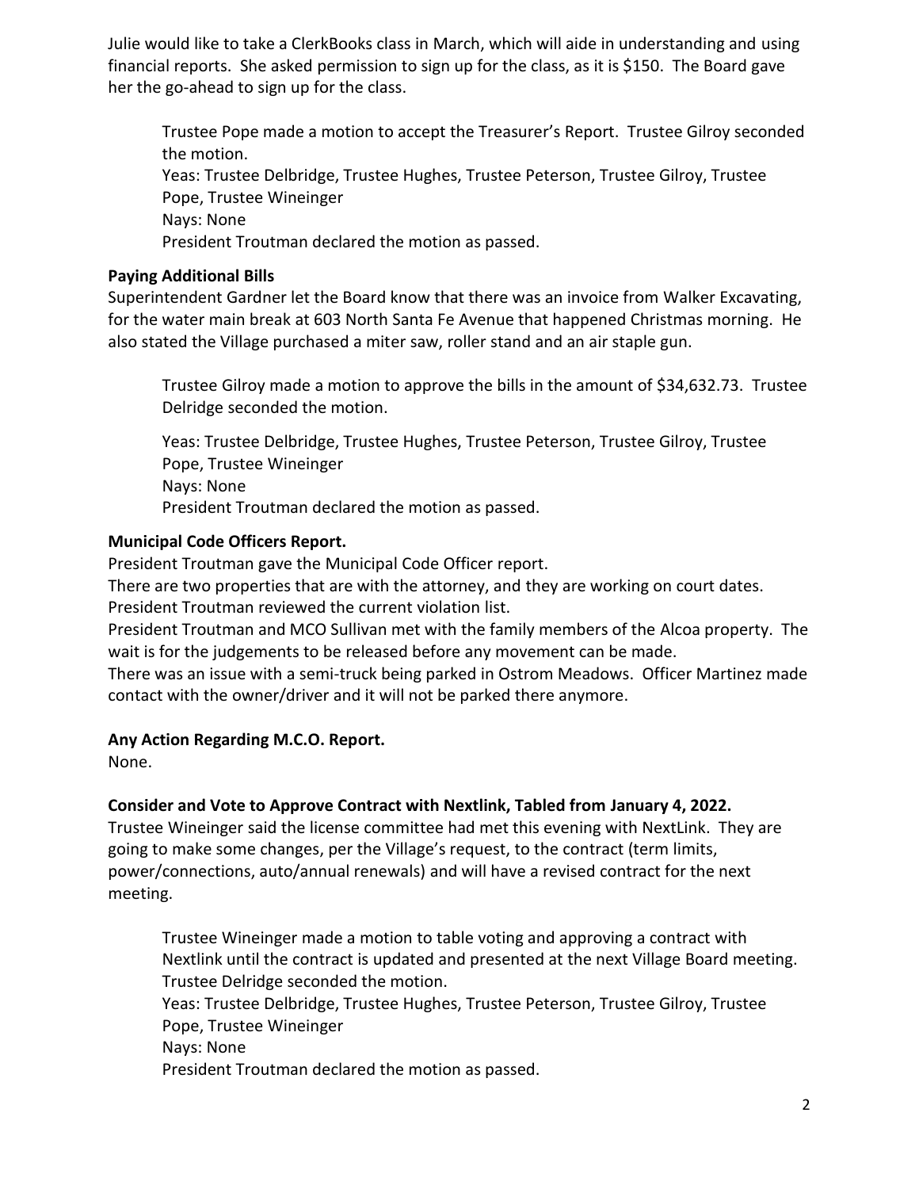Julie would like to take a ClerkBooks class in March, which will aide in understanding and using financial reports. She asked permission to sign up for the class, as it is $150. The Board gave her the go-ahead to sign up for the class.

> Trustee Pope made a motion to accept the Treasurer's Report. Trustee Gilroy seconded the motion.
> Yeas: Trustee Delbridge, Trustee Hughes, Trustee Peterson, Trustee Gilroy, Trustee Pope, Trustee Wineinger
> Nays: None
> President Troutman declared the motion as passed.

**Paying Additional Bills**

Superintendent Gardner let the Board know that there was an invoice from Walker Excavating, for the water main break at 603 North Santa Fe Avenue that happened Christmas morning. He also stated the Village purchased a miter saw, roller stand and an air staple gun.

> Trustee Gilroy made a motion to approve the bills in the amount of $34,632.73. Trustee Delridge seconded the motion.
>
> Yeas: Trustee Delbridge, Trustee Hughes, Trustee Peterson, Trustee Gilroy, Trustee Pope, Trustee Wineinger
> Nays: None
> President Troutman declared the motion as passed.

**Municipal Code Officers Report.**

President Troutman gave the Municipal Code Officer report.
There are two properties that are with the attorney, and they are working on court dates.
President Troutman reviewed the current violation list.
President Troutman and MCO Sullivan met with the family members of the Alcoa property. The wait is for the judgements to be released before any movement can be made.
There was an issue with a semi-truck being parked in Ostrom Meadows. Officer Martinez made contact with the owner/driver and it will not be parked there anymore.

**Any Action Regarding M.C.O. Report.**

None.

**Consider and Vote to Approve Contract with Nextlink, Tabled from January 4, 2022.**

Trustee Wineinger said the license committee had met this evening with NextLink. They are going to make some changes, per the Village's request, to the contract (term limits, power/connections, auto/annual renewals) and will have a revised contract for the next meeting.

> Trustee Wineinger made a motion to table voting and approving a contract with Nextlink until the contract is updated and presented at the next Village Board meeting. Trustee Delridge seconded the motion.
> Yeas: Trustee Delbridge, Trustee Hughes, Trustee Peterson, Trustee Gilroy, Trustee Pope, Trustee Wineinger
> Nays: None
> President Troutman declared the motion as passed.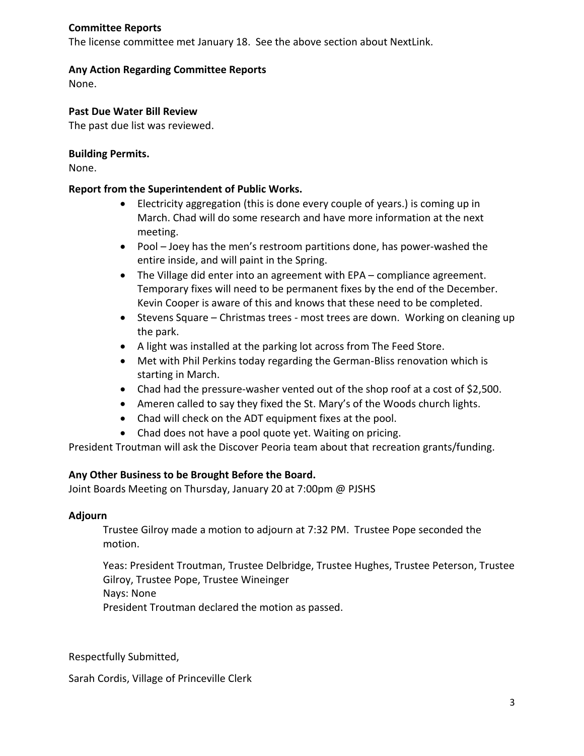**Committee Reports**

The license committee met January 18. See the above section about NextLink.

**Any Action Regarding Committee Reports**

None.

**Past Due Water Bill Review**

The past due list was reviewed.

**Building Permits.**

None.

**Report from the Superintendent of Public Works.**

- Electricity aggregation (this is done every couple of years.) is coming up in March. Chad will do some research and have more information at the next meeting.
- Pool – Joey has the men's restroom partitions done, has power-washed the entire inside, and will paint in the Spring.
- The Village did enter into an agreement with EPA – compliance agreement. Temporary fixes will need to be permanent fixes by the end of the December. Kevin Cooper is aware of this and knows that these need to be completed.
- Stevens Square – Christmas trees - most trees are down. Working on cleaning up the park.
- A light was installed at the parking lot across from The Feed Store.
- Met with Phil Perkins today regarding the German-Bliss renovation which is starting in March.
- Chad had the pressure-washer vented out of the shop roof at a cost of $2,500.
- Ameren called to say they fixed the St. Mary's of the Woods church lights.
- Chad will check on the ADT equipment fixes at the pool.
- Chad does not have a pool quote yet. Waiting on pricing.

President Troutman will ask the Discover Peoria team about that recreation grants/funding.

**Any Other Business to be Brought Before the Board.**

Joint Boards Meeting on Thursday, January 20 at 7:00pm @ PJSHS

**Adjourn**

Trustee Gilroy made a motion to adjourn at 7:32 PM. Trustee Pope seconded the motion.

Yeas: President Troutman, Trustee Delbridge, Trustee Hughes, Trustee Peterson, Trustee Gilroy, Trustee Pope, Trustee Wineinger
Nays: None
President Troutman declared the motion as passed.

Respectfully Submitted,

Sarah Cordis, Village of Princeville Clerk